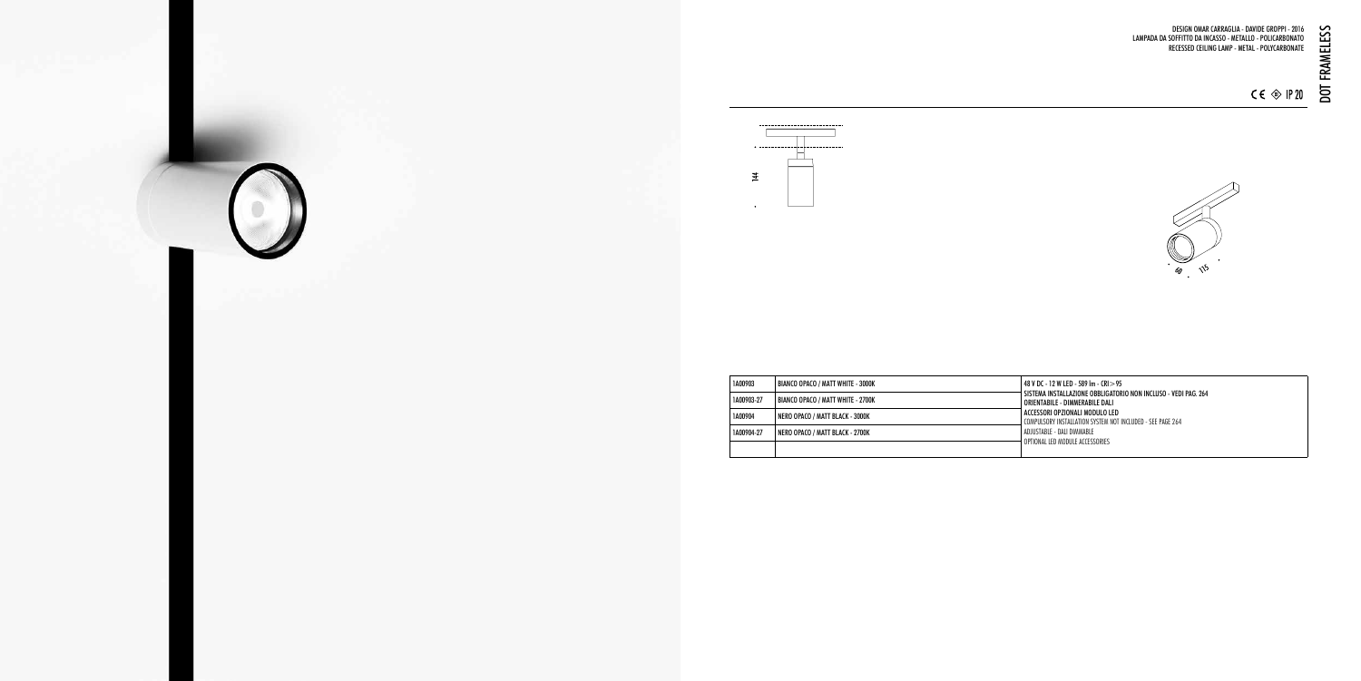# DOT FRAMELESS

DESIGN OMAR CARRAGLIA - DAVIDE GROPPI - 2016
LAMPADA DA SOFFITTO DA INCASSO - METALLO - POLICARBONATO
RECESSED CEILING LAMP - METAL - POLYCARBONATE

CE IP 20

144

60 115

| | | |
|---|---|---|
| 1A00903 | BIANCO OPACO / MATT WHITE - 3000K | 48 V DC - 12 W LED - 589 lm - CRI>95<br>SISTEMA INSTALLAZIONE OBBLIGATORIO NON INCLUSO - VEDI PAG. 264<br>ORIENTABILE - DIMMERABILE DALI<br>ACCESSORI OPZIONALI MODULO LED<br>COMPULSORY INSTALLATION SYSTEM NOT INCLUDED - SEE PAGE 264<br>ADJUSTABLE - DALI DIMMABLE<br>OPTIONAL LED MODULE ACCESSORIES |
| 1A00903-27 | BIANCO OPACO / MATT WHITE - 2700K | |
| 1A00904 | NERO OPACO / MATT BLACK - 3000K | |
| 1A00904-27 | NERO OPACO / MATT BLACK - 2700K | |
| | | |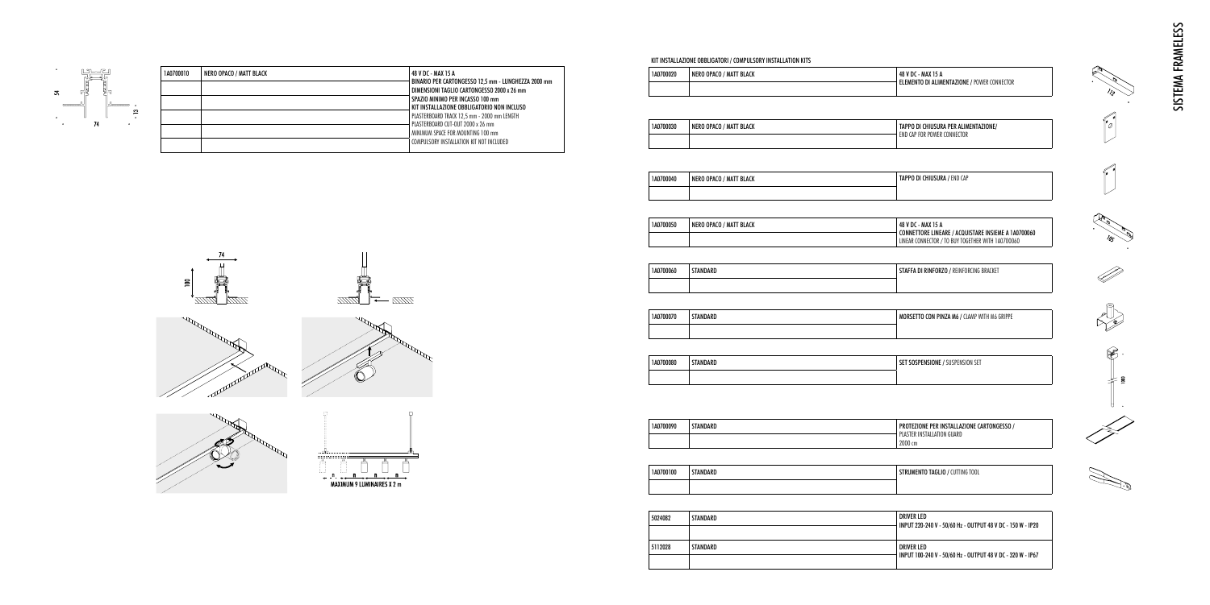# SISTEMA FRAMELESS

| | | |
|---|---|---|
| 1A0700010 | NERO OPACO / MATT BLACK | 48 V DC - MAX 15 A<br>BINARIO PER CARTONGESSO 12,5 mm - LUNGHEZZA 2000 mm<br>DIMENSIONI TAGLIO CARTONGESSO 2000 x 26 mm<br>SPAZIO MINIMO PER INCASSO 100 mm<br>KIT INSTALLAZIONE OBBLIGATORIO NON INCLUSO<br>PLASTERBOARD TRACK 12,5 mm - 2000 mm LENGTH<br>PLASTERBOARD CUT-OUT 2000 x 26 mm<br>MINIMUM SPACE FOR MOUNTING 100 mm<br>COMPULSORY INSTALLATION KIT NOT INCLUDED |

54
74
13
74
100

MAXIMUM 9 LUMINAIRES X 2 m

## KIT INSTALLAZIONE OBBLIGATORI / COMPULSORY INSTALLATION KITS

| | | |
|---|---|---|
| 1A0700020 | NERO OPACO / MATT BLACK | 48 V DC - MAX 15 A<br>ELEMENTO DI ALIMENTAZIONE / POWER CONNECTOR |
| 1A0700030 | NERO OPACO / MATT BLACK | TAPPO DI CHIUSURA PER ALIMENTAZIONE/<br>END CAP FOR POWER CONNECTOR |
| 1A0700040 | NERO OPACO / MATT BLACK | TAPPO DI CHIUSURA / END CAP |
| 1A0700050 | NERO OPACO / MATT BLACK | 48 V DC - MAX 15 A<br>CONNETTORE LINEARE / ACQUISTARE INSIEME A 1A0700060<br>LINEAR CONNECTOR / TO BUY TOGETHER WITH 1A0700060 |
| 1A0700060 | STANDARD | STAFFA DI RINFORZO / REINFORCING BRACKET |
| 1A0700070 | STANDARD | MORSETTO CON PINZA M6 / CLAMP WITH M6 GRIPPE |
| 1A0700080 | STANDARD | SET SOSPENSIONE / SUSPENSION SET |
| 1A0700090 | STANDARD | PROTEZIONE PER INSTALLAZIONE CARTONGESSO /<br>PLASTER INSTALLATION GUARD<br>2000 cm |
| 1A0700100 | STANDARD | STRUMENTO TAGLIO / CUTTING TOOL |
| 5024082 | STANDARD | DRIVER LED<br>INPUT 220-240 V - 50/60 Hz - OUTPUT 48 V DC - 150 W - IP20 |
| 5112028 | STANDARD | DRIVER LED<br>INPUT 100-240 V - 50/60 Hz - OUTPUT 48 V DC - 320 W - IP67 |

112
105
100